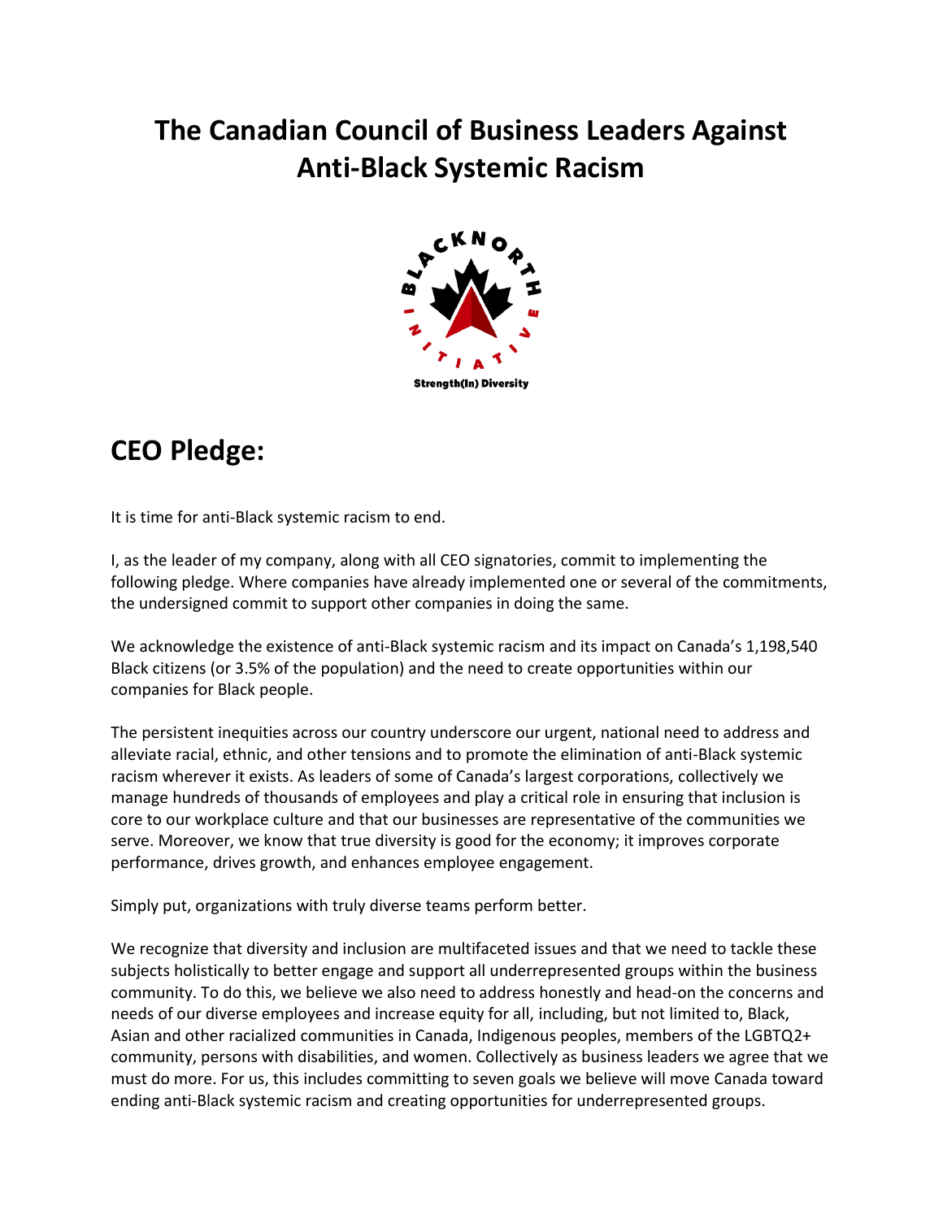# The Canadian Council of Business Leaders Against Anti-Black Systemic Racism

## CEO Pledge:

It is time for anti-Black systemic racism to end.

I, as the leader of my company, along with all CEO signatories, commit to implementing the following pledge. Where companies have already implemented one or several of the commitments, the undersigned commit to support other companies in doing the same.

We acknowledge the existence of anti-Black systemic racism and its impact on Canada's 1,198,540 Black citizens (or 3.5% of the population) and the need to create opportunities within our companies for Black people.

The persistent inequities across our country underscore our urgent, national need to address and alleviate racial, ethnic, and other tensions and to promote the elimination of anti-Black systemic racism wherever it exists. As leaders of some of Canada's largest corporations, collectively we manage hundreds of thousands of employees and play a critical role in ensuring that inclusion is core to our workplace culture and that our businesses are representative of the communities we serve. Moreover, we know that true diversity is good for the economy; it improves corporate performance, drives growth, and enhances employee engagement.

Simply put, organizations with truly diverse teams perform better.

We recognize that diversity and inclusion are multifaceted issues and that we need to tackle these subjects holistically to better engage and support all underrepresented groups within the business community. To do this, we believe we also need to address honestly and head-on the concerns and needs of our diverse employees and increase equity for all, including, but not limited to, Black, Asian and other racialized communities in Canada, Indigenous peoples, members of the LGBTQ2+ community, persons with disabilities, and women. Collectively as business leaders we agree that we must do more. For us, this includes committing to seven goals we believe will move Canada toward ending anti-Black systemic racism and creating opportunities for underrepresented groups.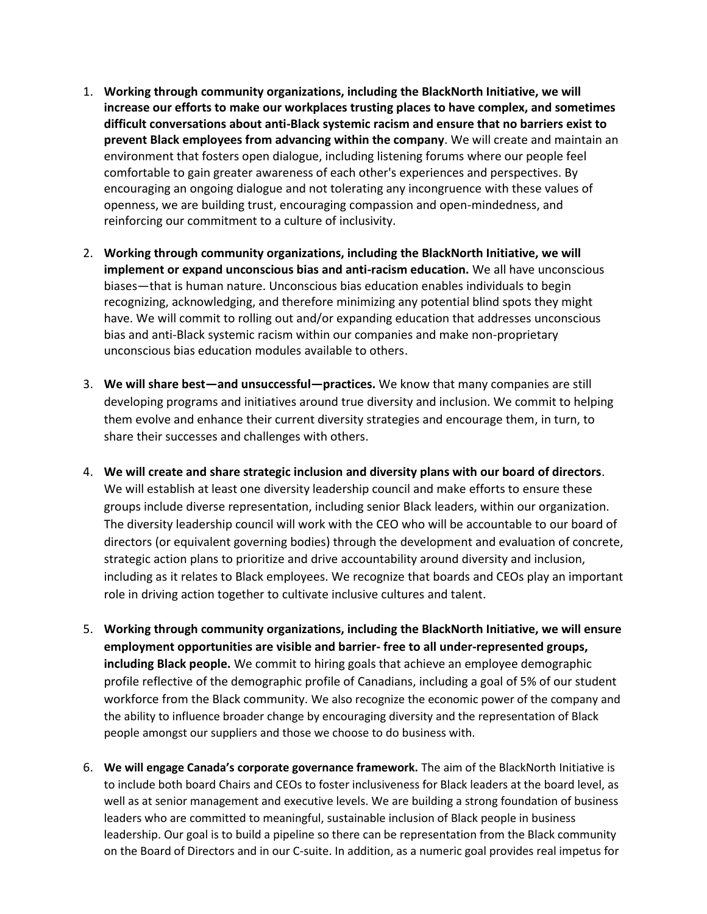1. **Working through community organizations, including the BlackNorth Initiative, we will increase our efforts to make our workplaces trusting places to have complex, and sometimes difficult conversations about anti-Black systemic racism and ensure that no barriers exist to prevent Black employees from advancing within the company**. We will create and maintain an environment that fosters open dialogue, including listening forums where our people feel comfortable to gain greater awareness of each other's experiences and perspectives. By encouraging an ongoing dialogue and not tolerating any incongruence with these values of openness, we are building trust, encouraging compassion and open-mindedness, and reinforcing our commitment to a culture of inclusivity.

2. **Working through community organizations, including the BlackNorth Initiative, we will implement or expand unconscious bias and anti-racism education.** We all have unconscious biases—that is human nature. Unconscious bias education enables individuals to begin recognizing, acknowledging, and therefore minimizing any potential blind spots they might have. We will commit to rolling out and/or expanding education that addresses unconscious bias and anti-Black systemic racism within our companies and make non-proprietary unconscious bias education modules available to others.

3. **We will share best—and unsuccessful—practices.** We know that many companies are still developing programs and initiatives around true diversity and inclusion. We commit to helping them evolve and enhance their current diversity strategies and encourage them, in turn, to share their successes and challenges with others.

4. **We will create and share strategic inclusion and diversity plans with our board of directors**. We will establish at least one diversity leadership council and make efforts to ensure these groups include diverse representation, including senior Black leaders, within our organization. The diversity leadership council will work with the CEO who will be accountable to our board of directors (or equivalent governing bodies) through the development and evaluation of concrete, strategic action plans to prioritize and drive accountability around diversity and inclusion, including as it relates to Black employees. We recognize that boards and CEOs play an important role in driving action together to cultivate inclusive cultures and talent.

5. **Working through community organizations, including the BlackNorth Initiative, we will ensure employment opportunities are visible and barrier- free to all under-represented groups, including Black people.** We commit to hiring goals that achieve an employee demographic profile reflective of the demographic profile of Canadians, including a goal of 5% of our student workforce from the Black community. We also recognize the economic power of the company and the ability to influence broader change by encouraging diversity and the representation of Black people amongst our suppliers and those we choose to do business with.

6. **We will engage Canada's corporate governance framework.** The aim of the BlackNorth Initiative is to include both board Chairs and CEOs to foster inclusiveness for Black leaders at the board level, as well as at senior management and executive levels. We are building a strong foundation of business leaders who are committed to meaningful, sustainable inclusion of Black people in business leadership. Our goal is to build a pipeline so there can be representation from the Black community on the Board of Directors and in our C-suite. In addition, as a numeric goal provides real impetus for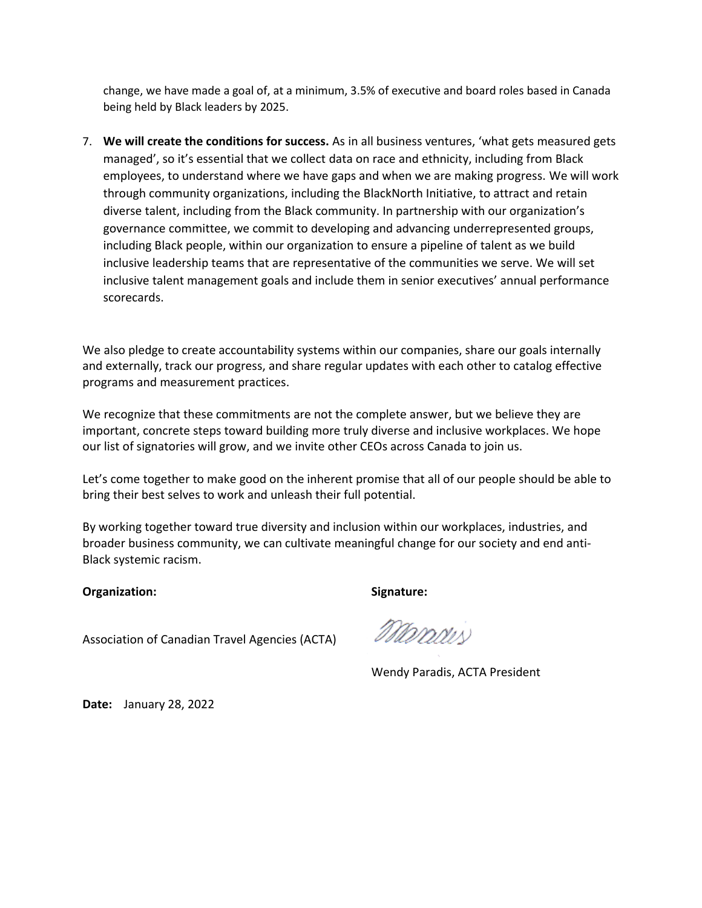change, we have made a goal of, at a minimum, 3.5% of executive and board roles based in Canada being held by Black leaders by 2025.

7. **We will create the conditions for success.** As in all business ventures, 'what gets measured gets managed', so it's essential that we collect data on race and ethnicity, including from Black employees, to understand where we have gaps and when we are making progress. We will work through community organizations, including the BlackNorth Initiative, to attract and retain diverse talent, including from the Black community. In partnership with our organization's governance committee, we commit to developing and advancing underrepresented groups, including Black people, within our organization to ensure a pipeline of talent as we build inclusive leadership teams that are representative of the communities we serve. We will set inclusive talent management goals and include them in senior executives' annual performance scorecards.

We also pledge to create accountability systems within our companies, share our goals internally and externally, track our progress, and share regular updates with each other to catalog effective programs and measurement practices.

We recognize that these commitments are not the complete answer, but we believe they are important, concrete steps toward building more truly diverse and inclusive workplaces. We hope our list of signatories will grow, and we invite other CEOs across Canada to join us.

Let's come together to make good on the inherent promise that all of our people should be able to bring their best selves to work and unleash their full potential.

By working together toward true diversity and inclusion within our workplaces, industries, and broader business community, we can cultivate meaningful change for our society and end anti-Black systemic racism.

**Organization:**

Association of Canadian Travel Agencies (ACTA)

**Signature:**

Wendy Paradis, ACTA President

**Date:** January 28, 2022